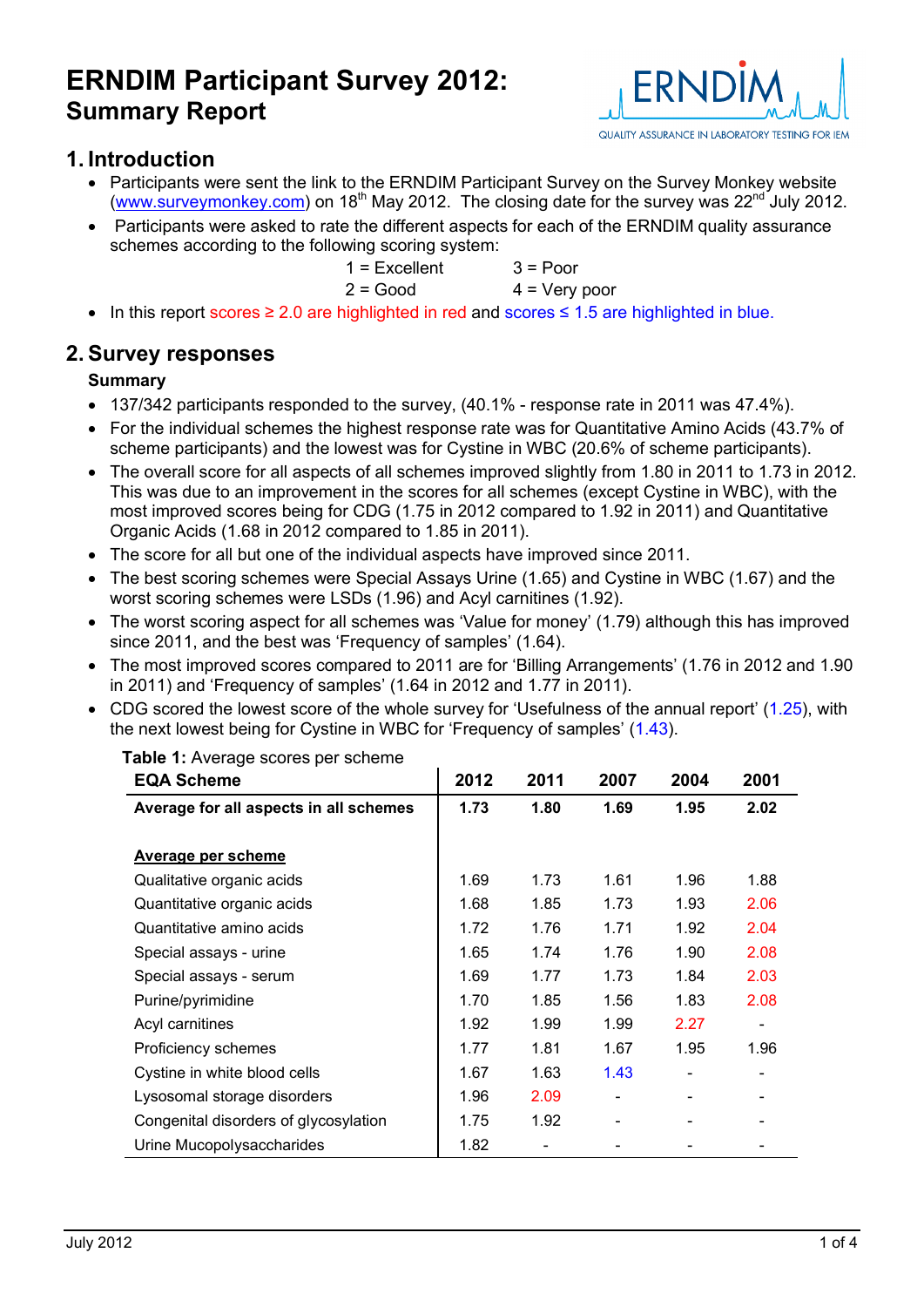# ERNDIM Participant Survey 2012:
## Summary Report

## 1. Introduction

- Participants were sent the link to the ERNDIM Participant Survey on the Survey Monkey website (www.surveymonkey.com) on 18th May 2012. The closing date for the survey was 22nd July 2012.
- Participants were asked to rate the different aspects for each of the ERNDIM quality assurance schemes according to the following scoring system:

  1 = Excellent    3 = Poor
  2 = Good    4 = Very poor
- In this report scores ≥ 2.0 are highlighted in red and scores ≤ 1.5 are highlighted in blue.

## 2. Survey responses

### Summary

- 137/342 participants responded to the survey, (40.1% - response rate in 2011 was 47.4%).
- For the individual schemes the highest response rate was for Quantitative Amino Acids (43.7% of scheme participants) and the lowest was for Cystine in WBC (20.6% of scheme participants).
- The overall score for all aspects of all schemes improved slightly from 1.80 in 2011 to 1.73 in 2012. This was due to an improvement in the scores for all schemes (except Cystine in WBC), with the most improved scores being for CDG (1.75 in 2012 compared to 1.92 in 2011) and Quantitative Organic Acids (1.68 in 2012 compared to 1.85 in 2011).
- The score for all but one of the individual aspects have improved since 2011.
- The best scoring schemes were Special Assays Urine (1.65) and Cystine in WBC (1.67) and the worst scoring schemes were LSDs (1.96) and Acyl carnitines (1.92).
- The worst scoring aspect for all schemes was 'Value for money' (1.79) although this has improved since 2011, and the best was 'Frequency of samples' (1.64).
- The most improved scores compared to 2011 are for 'Billing Arrangements' (1.76 in 2012 and 1.90 in 2011) and 'Frequency of samples' (1.64 in 2012 and 1.77 in 2011).
- CDG scored the lowest score of the whole survey for 'Usefulness of the annual report' (1.25), with the next lowest being for Cystine in WBC for 'Frequency of samples' (1.43).

**Table 1:** Average scores per scheme

| EQA Scheme | 2012 | 2011 | 2007 | 2004 | 2001 |
|---|---|---|---|---|---|
| **Average for all aspects in all schemes** | **1.73** | **1.80** | **1.69** | **1.95** | **2.02** |
| | | | | | |
| **Average per scheme** | | | | | |
| Qualitative organic acids | 1.69 | 1.73 | 1.61 | 1.96 | 1.88 |
| Quantitative organic acids | 1.68 | 1.85 | 1.73 | 1.93 | 2.06 |
| Quantitative amino acids | 1.72 | 1.76 | 1.71 | 1.92 | 2.04 |
| Special assays - urine | 1.65 | 1.74 | 1.76 | 1.90 | 2.08 |
| Special assays - serum | 1.69 | 1.77 | 1.73 | 1.84 | 2.03 |
| Purine/pyrimidine | 1.70 | 1.85 | 1.56 | 1.83 | 2.08 |
| Acyl carnitines | 1.92 | 1.99 | 1.99 | 2.27 | - |
| Proficiency schemes | 1.77 | 1.81 | 1.67 | 1.95 | 1.96 |
| Cystine in white blood cells | 1.67 | 1.63 | 1.43 | - | - |
| Lysosomal storage disorders | 1.96 | 2.09 | - | - | - |
| Congenital disorders of glycosylation | 1.75 | 1.92 | - | - | - |
| Urine Mucopolysaccharides | 1.82 | - | - | - | - |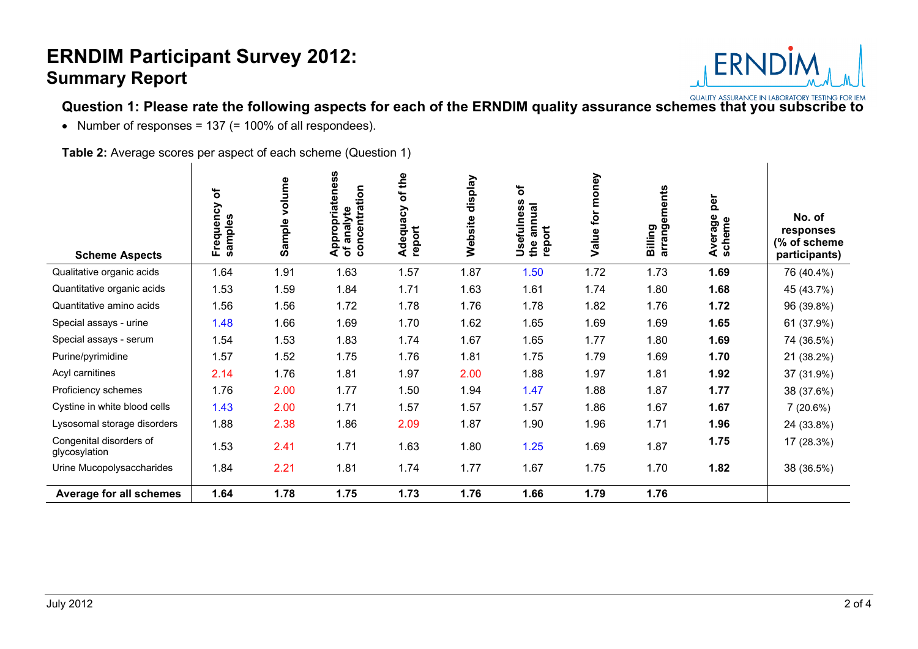# ERNDIM Participant Survey 2012:
## Summary Report

### Question 1: Please rate the following aspects for each of the ERNDIM quality assurance schemes that you subscribe to

- Number of responses = 137 (= 100% of all respondees).

**Table 2:** Average scores per aspect of each scheme (Question 1)

| Scheme Aspects | Frequency of samples | Sample volume | Appropriateness of analyte concentration | Adequacy of the report | Website display | Usefulness of the annual report | Value for money | Billing arrangements | Average per scheme | No. of responses (% of scheme participants) |
|---|---|---|---|---|---|---|---|---|---|---|
| Qualitative organic acids | 1.64 | 1.91 | 1.63 | 1.57 | 1.87 | 1.50 | 1.72 | 1.73 | **1.69** | 76 (40.4%) |
| Quantitative organic acids | 1.53 | 1.59 | 1.84 | 1.71 | 1.63 | 1.61 | 1.74 | 1.80 | **1.68** | 45 (43.7%) |
| Quantitative amino acids | 1.56 | 1.56 | 1.72 | 1.78 | 1.76 | 1.78 | 1.82 | 1.76 | **1.72** | 96 (39.8%) |
| Special assays - urine | 1.48 | 1.66 | 1.69 | 1.70 | 1.62 | 1.65 | 1.69 | 1.69 | **1.65** | 61 (37.9%) |
| Special assays - serum | 1.54 | 1.53 | 1.83 | 1.74 | 1.67 | 1.65 | 1.77 | 1.80 | **1.69** | 74 (36.5%) |
| Purine/pyrimidine | 1.57 | 1.52 | 1.75 | 1.76 | 1.81 | 1.75 | 1.79 | 1.69 | **1.70** | 21 (38.2%) |
| Acyl carnitines | 2.14 | 1.76 | 1.81 | 1.97 | 2.00 | 1.88 | 1.97 | 1.81 | **1.92** | 37 (31.9%) |
| Proficiency schemes | 1.76 | 2.00 | 1.77 | 1.50 | 1.94 | 1.47 | 1.88 | 1.87 | **1.77** | 38 (37.6%) |
| Cystine in white blood cells | 1.43 | 2.00 | 1.71 | 1.57 | 1.57 | 1.57 | 1.86 | 1.67 | **1.67** | 7 (20.6%) |
| Lysosomal storage disorders | 1.88 | 2.38 | 1.86 | 2.09 | 1.87 | 1.90 | 1.96 | 1.71 | **1.96** | 24 (33.8%) |
| Congenital disorders of glycosylation | 1.53 | 2.41 | 1.71 | 1.63 | 1.80 | 1.25 | 1.69 | 1.87 | **1.75** | 17 (28.3%) |
| Urine Mucopolysaccharides | 1.84 | 2.21 | 1.81 | 1.74 | 1.77 | 1.67 | 1.75 | 1.70 | **1.82** | 38 (36.5%) |
| **Average for all schemes** | **1.64** | **1.78** | **1.75** | **1.73** | **1.76** | **1.66** | **1.79** | **1.76** | | |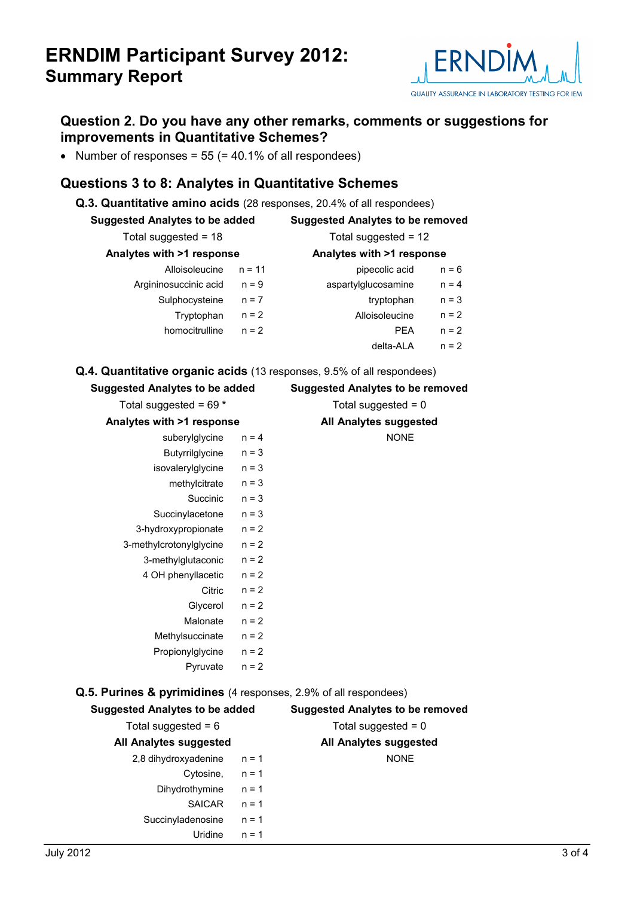# ERNDIM Participant Survey 2012:
## Summary Report

QUALITY ASSURANCE IN LABORATORY TESTING FOR IEM

### Question 2. Do you have any other remarks, comments or suggestions for improvements in Quantitative Schemes?

- Number of responses = 55 (= 40.1% of all respondees)

### Questions 3 to 8: Analytes in Quantitative Schemes

**Q.3. Quantitative amino acids** (28 responses, 20.4% of all respondees)

| Suggested Analytes to be added | | Suggested Analytes to be removed | |
|---|---|---|---|
| Total suggested = 18 | | Total suggested = 12 | |
| **Analytes with >1 response** | | **Analytes with >1 response** | |
| Alloisoleucine | n = 11 | pipecolic acid | n = 6 |
| Argininosuccinic acid | n = 9 | aspartylglucosamine | n = 4 |
| Sulphocysteine | n = 7 | tryptophan | n = 3 |
| Tryptophan | n = 2 | Alloisoleucine | n = 2 |
| homocitrulline | n = 2 | PEA | n = 2 |
| | | delta-ALA | n = 2 |

**Q.4. Quantitative organic acids** (13 responses, 9.5% of all respondees)

| Suggested Analytes to be added | | Suggested Analytes to be removed |
|---|---|---|
| Total suggested = 69 * | | Total suggested = 0 |
| **Analytes with >1 response** | | **All Analytes suggested** |
| suberylglycine | n = 4 | NONE |
| Butyrrilglycine | n = 3 | |
| isovalerylglycine | n = 3 | |
| methylcitrate | n = 3 | |
| Succinic | n = 3 | |
| Succinylacetone | n = 3 | |
| 3-hydroxypropionate | n = 2 | |
| 3-methylcrotonylglycine | n = 2 | |
| 3-methylglutaconic | n = 2 | |
| 4 OH phenyllacetic | n = 2 | |
| Citric | n = 2 | |
| Glycerol | n = 2 | |
| Malonate | n = 2 | |
| Methylsuccinate | n = 2 | |
| Propionylglycine | n = 2 | |
| Pyruvate | n = 2 | |

**Q.5. Purines & pyrimidines** (4 responses, 2.9% of all respondees)

| Suggested Analytes to be added | | Suggested Analytes to be removed |
|---|---|---|
| Total suggested = 6 | | Total suggested = 0 |
| **All Analytes suggested** | | **All Analytes suggested** |
| 2,8 dihydroxyadenine | n = 1 | NONE |
| Cytosine, | n = 1 | |
| Dihydrothymine | n = 1 | |
| SAICAR | n = 1 | |
| Succinyladenosine | n = 1 | |
| Uridine | n = 1 | |

July 2012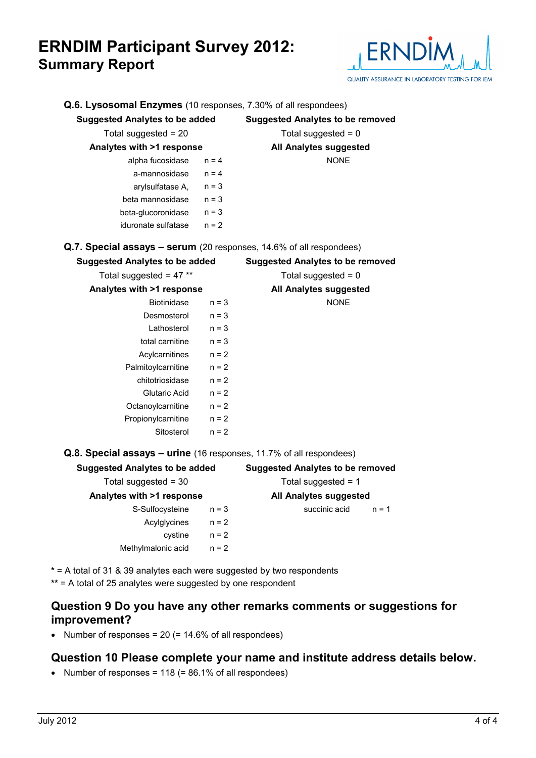# ERNDIM Participant Survey 2012: Summary Report

**Q.6. Lysosomal Enzymes** (10 responses, 7.30% of all respondees)

| Suggested Analytes to be added | | Suggested Analytes to be removed |
|---|---|---|
| Total suggested = 20 | | Total suggested = 0 |
| **Analytes with >1 response** | | **All Analytes suggested** |
| alpha fucosidase | n = 4 | NONE |
| a-mannosidase | n = 4 | |
| arylsulfatase A, | n = 3 | |
| beta mannosidase | n = 3 | |
| beta-glucoronidase | n = 3 | |
| iduronate sulfatase | n = 2 | |

**Q.7. Special assays – serum** (20 responses, 14.6% of all respondees)

| Suggested Analytes to be added | | Suggested Analytes to be removed |
|---|---|---|
| Total suggested = 47 ** | | Total suggested = 0 |
| **Analytes with >1 response** | | **All Analytes suggested** |
| Biotinidase | n = 3 | NONE |
| Desmosterol | n = 3 | |
| Lathosterol | n = 3 | |
| total carnitine | n = 3 | |
| Acylcarnitines | n = 2 | |
| Palmitoylcarnitine | n = 2 | |
| chitotriosidase | n = 2 | |
| Glutaric Acid | n = 2 | |
| Octanoylcarnitine | n = 2 | |
| Propionylcarnitine | n = 2 | |
| Sitosterol | n = 2 | |

**Q.8. Special assays – urine** (16 responses, 11.7% of all respondees)

| Suggested Analytes to be added | | Suggested Analytes to be removed | |
|---|---|---|---|
| Total suggested = 30 | | Total suggested = 1 | |
| **Analytes with >1 response** | | **All Analytes suggested** | |
| S-Sulfocysteine | n = 3 | succinic acid | n = 1 |
| Acylglycines | n = 2 | | |
| cystine | n = 2 | | |
| Methylmalonic acid | n = 2 | | |

**\*** = A total of 31 & 39 analytes each were suggested by two respondents

**\*\*** = A total of 25 analytes were suggested by one respondent

## Question 9 Do you have any other remarks comments or suggestions for improvement?

- Number of responses = 20 (= 14.6% of all respondees)

## Question 10 Please complete your name and institute address details below.

- Number of responses = 118 (= 86.1% of all respondees)